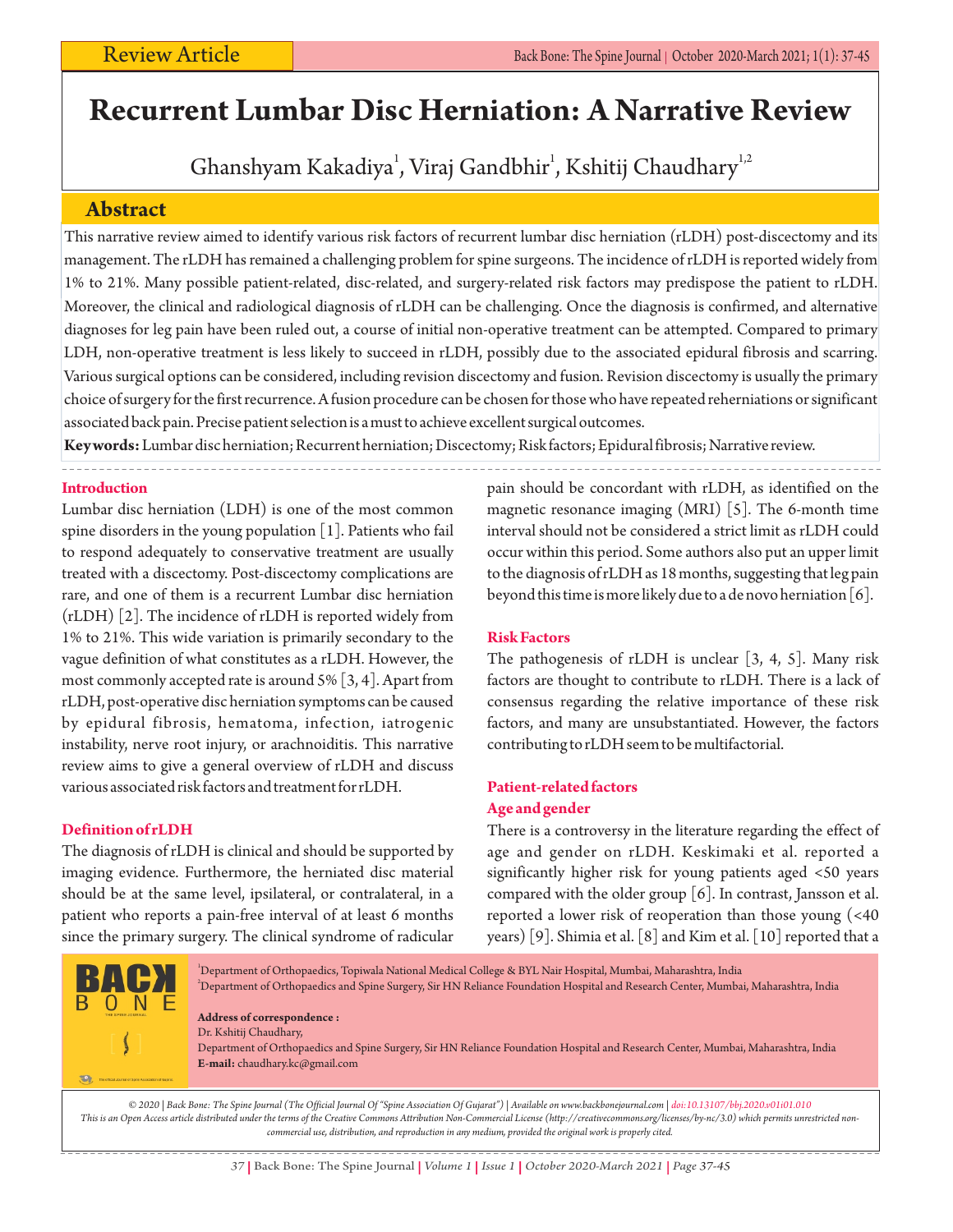Review Article

# Recurrent Lumbar Disc Herniation: A Narrative Review

Ghanshyam Kakadiya[1], Viraj Gandbhir[1], Kshitij Chaudhary[1,2]

## Abstract

This narrative review aimed to identify various risk factors of recurrent lumbar disc herniation (rLDH) post-discectomy and its management. The rLDH has remained a challenging problem for spine surgeons. The incidence of rLDH is reported widely from 1% to 21%. Many possible patient-related, disc-related, and surgery-related risk factors may predispose the patient to rLDH. Moreover, the clinical and radiological diagnosis of rLDH can be challenging. Once the diagnosis is confirmed, and alternative diagnoses for leg pain have been ruled out, a course of initial non-operative treatment can be attempted. Compared to primary LDH, non-operative treatment is less likely to succeed in rLDH, possibly due to the associated epidural fibrosis and scarring. Various surgical options can be considered, including revision discectomy and fusion. Revision discectomy is usually the primary choice of surgery for the first recurrence. A fusion procedure can be chosen for those who have repeated reherniations or significant associated back pain. Precise patient selection is a must to achieve excellent surgical outcomes.

**Keywords:** Lumbar disc herniation; Recurrent herniation; Discectomy; Risk factors; Epidural fibrosis; Narrative review.

## Introduction

Lumbar disc herniation (LDH) is one of the most common spine disorders in the young population [1]. Patients who fail to respond adequately to conservative treatment are usually treated with a discectomy. Post-discectomy complications are rare, and one of them is a recurrent Lumbar disc herniation (rLDH) [2]. The incidence of rLDH is reported widely from 1% to 21%. This wide variation is primarily secondary to the vague definition of what constitutes as a rLDH. However, the most commonly accepted rate is around 5% [3, 4]. Apart from rLDH, post-operative disc herniation symptoms can be caused by epidural fibrosis, hematoma, infection, iatrogenic instability, nerve root injury, or arachnoiditis. This narrative review aims to give a general overview of rLDH and discuss various associated risk factors and treatment for rLDH.

## Definition of rLDH

The diagnosis of rLDH is clinical and should be supported by imaging evidence. Furthermore, the herniated disc material should be at the same level, ipsilateral, or contralateral, in a patient who reports a pain-free interval of at least 6 months since the primary surgery. The clinical syndrome of radicular pain should be concordant with rLDH, as identified on the magnetic resonance imaging (MRI) [5]. The 6-month time interval should not be considered a strict limit as rLDH could occur within this period. Some authors also put an upper limit to the diagnosis of rLDH as 18 months, suggesting that leg pain beyond this time is more likely due to a de novo herniation [6].

## Risk Factors

The pathogenesis of rLDH is unclear [3, 4, 5]. Many risk factors are thought to contribute to rLDH. There is a lack of consensus regarding the relative importance of these risk factors, and many are unsubstantiated. However, the factors contributing to rLDH seem to be multifactorial.

### Patient-related factors

#### Age and gender

There is a controversy in the literature regarding the effect of age and gender on rLDH. Keskimaki et al. reported a significantly higher risk for young patients aged <50 years compared with the older group [6]. In contrast, Jansson et al. reported a lower risk of reoperation than those young (<40 years) [9]. Shimia et al. [8] and Kim et al. [10] reported that a

[1]Department of Orthopaedics, Topiwala National Medical College & BYL Nair Hospital, Mumbai, Maharashtra, India
[2]Department of Orthopaedics and Spine Surgery, Sir HN Reliance Foundation Hospital and Research Center, Mumbai, Maharashtra, India

**Address of correspondence :**
Dr. Kshitij Chaudhary,
Department of Orthopaedics and Spine Surgery, Sir HN Reliance Foundation Hospital and Research Center, Mumbai, Maharashtra, India
**E-mail:** chaudhary.kc@gmail.com

*© 2020 | Back Bone: The Spine Journal (The Official Journal Of "Spine Association Of Gujarat") | Available on www.backbonejournal.com | doi:10.13107/bbj.2020.v01i01.010*
*This is an Open Access article distributed under the terms of the Creative Commons Attribution Non-Commercial License (http://creativecommons.org/licenses/by-nc/3.0) which permits unrestricted non-commercial use, distribution, and reproduction in any medium, provided the original work is properly cited.*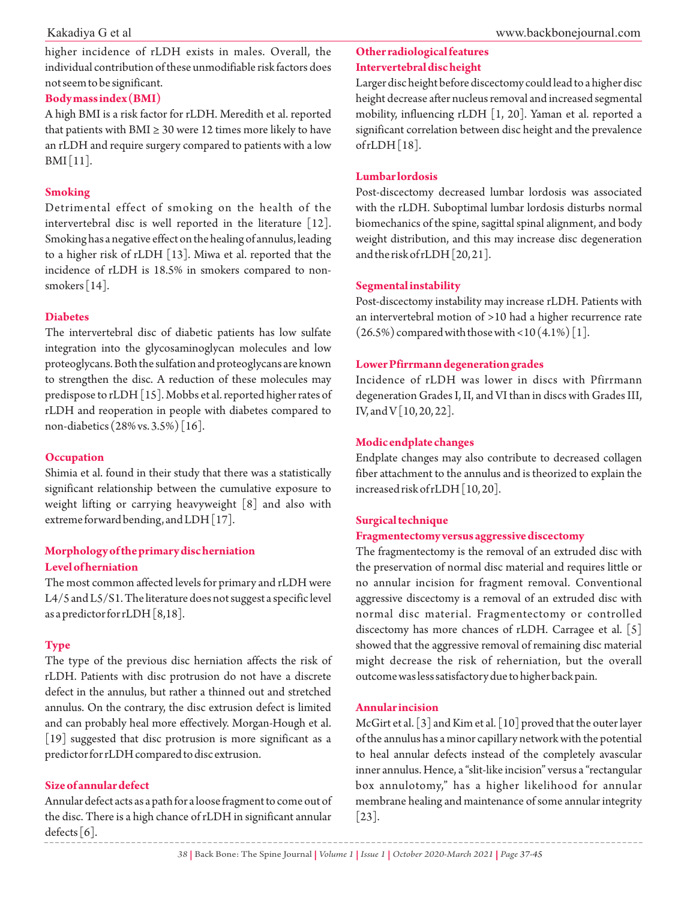higher incidence of rLDH exists in males. Overall, the individual contribution of these unmodifiable risk factors does not seem to be significant.

### Body mass index (BMI)

A high BMI is a risk factor for rLDH. Meredith et al. reported that patients with BMI ≥ 30 were 12 times more likely to have an rLDH and require surgery compared to patients with a low BMI [11].

### Smoking

Detrimental effect of smoking on the health of the intervertebral disc is well reported in the literature [12]. Smoking has a negative effect on the healing of annulus, leading to a higher risk of rLDH [13]. Miwa et al. reported that the incidence of rLDH is 18.5% in smokers compared to non-smokers [14].

### Diabetes

The intervertebral disc of diabetic patients has low sulfate integration into the glycosaminoglycan molecules and low proteoglycans. Both the sulfation and proteoglycans are known to strengthen the disc. A reduction of these molecules may predispose to rLDH [15]. Mobbs et al. reported higher rates of rLDH and reoperation in people with diabetes compared to non-diabetics (28% vs. 3.5%) [16].

### Occupation

Shimia et al. found in their study that there was a statistically significant relationship between the cumulative exposure to weight lifting or carrying heavyweight [8] and also with extreme forward bending, and LDH [17].

## Morphology of the primary disc herniation

### Level of herniation

The most common affected levels for primary and rLDH were L4/5 and L5/S1. The literature does not suggest a specific level as a predictor for rLDH [8,18].

### Type

The type of the previous disc herniation affects the risk of rLDH. Patients with disc protrusion do not have a discrete defect in the annulus, but rather a thinned out and stretched annulus. On the contrary, the disc extrusion defect is limited and can probably heal more effectively. Morgan-Hough et al. [19] suggested that disc protrusion is more significant as a predictor for rLDH compared to disc extrusion.

### Size of annular defect

Annular defect acts as a path for a loose fragment to come out of the disc. There is a high chance of rLDH in significant annular defects [6].

## Other radiological features

### Intervertebral disc height

Larger disc height before discectomy could lead to a higher disc height decrease after nucleus removal and increased segmental mobility, influencing rLDH [1, 20]. Yaman et al. reported a significant correlation between disc height and the prevalence of rLDH [18].

### Lumbar lordosis

Post-discectomy decreased lumbar lordosis was associated with the rLDH. Suboptimal lumbar lordosis disturbs normal biomechanics of the spine, sagittal spinal alignment, and body weight distribution, and this may increase disc degeneration and the risk of rLDH [20, 21].

### Segmental instability

Post-discectomy instability may increase rLDH. Patients with an intervertebral motion of >10 had a higher recurrence rate (26.5%) compared with those with <10 (4.1%) [1].

### Lower Pfirrmann degeneration grades

Incidence of rLDH was lower in discs with Pfirrmann degeneration Grades I, II, and VI than in discs with Grades III, IV, and V [10, 20, 22].

### Modic endplate changes

Endplate changes may also contribute to decreased collagen fiber attachment to the annulus and is theorized to explain the increased risk of rLDH [10, 20].

## Surgical technique

### Fragmentectomy versus aggressive discectomy

The fragmentectomy is the removal of an extruded disc with the preservation of normal disc material and requires little or no annular incision for fragment removal. Conventional aggressive discectomy is a removal of an extruded disc with normal disc material. Fragmentectomy or controlled discectomy has more chances of rLDH. Carragee et al. [5] showed that the aggressive removal of remaining disc material might decrease the risk of reherniation, but the overall outcome was less satisfactory due to higher back pain.

### Annular incision

McGirt et al. [3] and Kim et al. [10] proved that the outer layer of the annulus has a minor capillary network with the potential to heal annular defects instead of the completely avascular inner annulus. Hence, a "slit-like incision" versus a "rectangular box annulotomy," has a higher likelihood for annular membrane healing and maintenance of some annular integrity [23].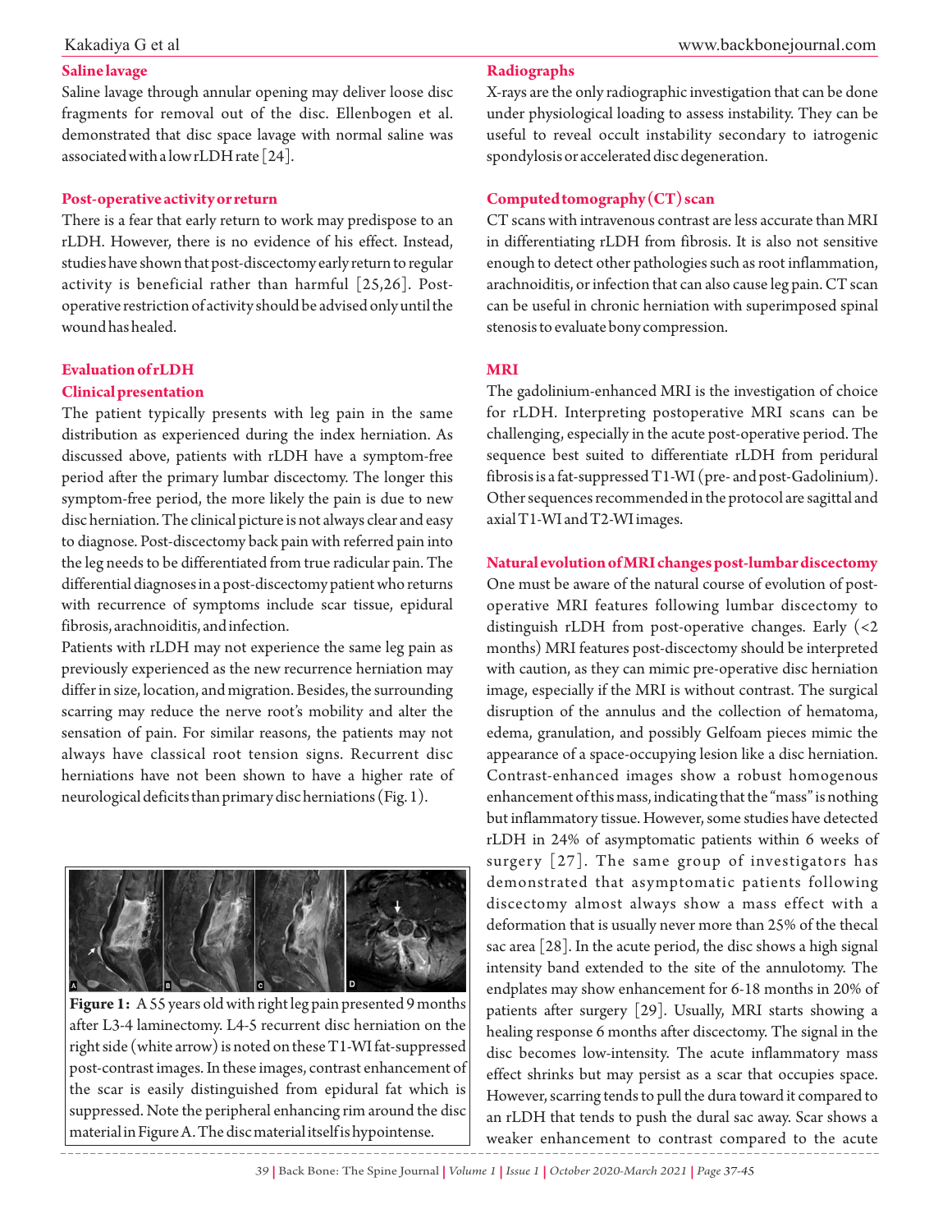### Saline lavage

Saline lavage through annular opening may deliver loose disc fragments for removal out of the disc. Ellenbogen et al. demonstrated that disc space lavage with normal saline was associated with a low rLDH rate [24].

### Post-operative activity or return

There is a fear that early return to work may predispose to an rLDH. However, there is no evidence of his effect. Instead, studies have shown that post-discectomy early return to regular activity is beneficial rather than harmful [25,26]. Post-operative restriction of activity should be advised only until the wound has healed.

## Evaluation of rLDH

### Clinical presentation

The patient typically presents with leg pain in the same distribution as experienced during the index herniation. As discussed above, patients with rLDH have a symptom-free period after the primary lumbar discectomy. The longer this symptom-free period, the more likely the pain is due to new disc herniation. The clinical picture is not always clear and easy to diagnose. Post-discectomy back pain with referred pain into the leg needs to be differentiated from true radicular pain. The differential diagnoses in a post-discectomy patient who returns with recurrence of symptoms include scar tissue, epidural fibrosis, arachnoiditis, and infection.

Patients with rLDH may not experience the same leg pain as previously experienced as the new recurrence herniation may differ in size, location, and migration. Besides, the surrounding scarring may reduce the nerve root's mobility and alter the sensation of pain. For similar reasons, the patients may not always have classical root tension signs. Recurrent disc herniations have not been shown to have a higher rate of neurological deficits than primary disc herniations (Fig. 1).

**Figure 1:** A 55 years old with right leg pain presented 9 months after L3-4 laminectomy. L4-5 recurrent disc herniation on the right side (white arrow) is noted on these T1-WI fat-suppressed post-contrast images. In these images, contrast enhancement of the scar is easily distinguished from epidural fat which is suppressed. Note the peripheral enhancing rim around the disc material in Figure A. The disc material itself is hypointense.

### Radiographs

X-rays are the only radiographic investigation that can be done under physiological loading to assess instability. They can be useful to reveal occult instability secondary to iatrogenic spondylosis or accelerated disc degeneration.

### Computed tomography (CT) scan

CT scans with intravenous contrast are less accurate than MRI in differentiating rLDH from fibrosis. It is also not sensitive enough to detect other pathologies such as root inflammation, arachnoiditis, or infection that can also cause leg pain. CT scan can be useful in chronic herniation with superimposed spinal stenosis to evaluate bony compression.

### MRI

The gadolinium-enhanced MRI is the investigation of choice for rLDH. Interpreting postoperative MRI scans can be challenging, especially in the acute post-operative period. The sequence best suited to differentiate rLDH from peridural fibrosis is a fat-suppressed T1-WI (pre- and post-Gadolinium). Other sequences recommended in the protocol are sagittal and axial T1-WI and T2-WI images.

### Natural evolution of MRI changes post-lumbar discectomy

One must be aware of the natural course of evolution of post-operative MRI features following lumbar discectomy to distinguish rLDH from post-operative changes. Early (<2 months) MRI features post-discectomy should be interpreted with caution, as they can mimic pre-operative disc herniation image, especially if the MRI is without contrast. The surgical disruption of the annulus and the collection of hematoma, edema, granulation, and possibly Gelfoam pieces mimic the appearance of a space-occupying lesion like a disc herniation. Contrast-enhanced images show a robust homogenous enhancement of this mass, indicating that the "mass" is nothing but inflammatory tissue. However, some studies have detected rLDH in 24% of asymptomatic patients within 6 weeks of surgery [27]. The same group of investigators has demonstrated that asymptomatic patients following discectomy almost always show a mass effect with a deformation that is usually never more than 25% of the thecal sac area [28]. In the acute period, the disc shows a high signal intensity band extended to the site of the annulotomy. The endplates may show enhancement for 6-18 months in 20% of patients after surgery [29]. Usually, MRI starts showing a healing response 6 months after discectomy. The signal in the disc becomes low-intensity. The acute inflammatory mass effect shrinks but may persist as a scar that occupies space. However, scarring tends to pull the dura toward it compared to an rLDH that tends to push the dural sac away. Scar shows a weaker enhancement to contrast compared to the acute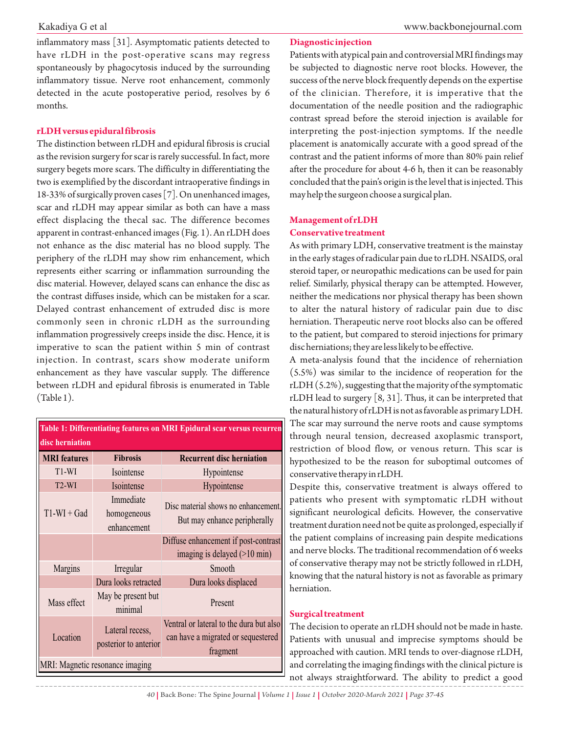inflammatory mass [31]. Asymptomatic patients detected to have rLDH in the post-operative scans may regress spontaneously by phagocytosis induced by the surrounding inflammatory tissue. Nerve root enhancement, commonly detected in the acute postoperative period, resolves by 6 months.

### rLDH versus epidural fibrosis

The distinction between rLDH and epidural fibrosis is crucial as the revision surgery for scar is rarely successful. In fact, more surgery begets more scars. The difficulty in differentiating the two is exemplified by the discordant intraoperative findings in 18-33% of surgically proven cases [7]. On unenhanced images, scar and rLDH may appear similar as both can have a mass effect displacing the thecal sac. The difference becomes apparent in contrast-enhanced images (Fig. 1). An rLDH does not enhance as the disc material has no blood supply. The periphery of the rLDH may show rim enhancement, which represents either scarring or inflammation surrounding the disc material. However, delayed scans can enhance the disc as the contrast diffuses inside, which can be mistaken for a scar. Delayed contrast enhancement of extruded disc is more commonly seen in chronic rLDH as the surrounding inflammation progressively creeps inside the disc. Hence, it is imperative to scan the patient within 5 min of contrast injection. In contrast, scars show moderate uniform enhancement as they have vascular supply. The difference between rLDH and epidural fibrosis is enumerated in Table (Table 1).

**Table 1: Differentiating features on MRI Epidural scar versus recurrent disc herniation**

| MRI features | Fibrosis | Recurrent disc herniation |
|---|---|---|
| T1-WI | Isointense | Hypointense |
| T2-WI | Isointense | Hypointense |
| T1-WI + Gad | Immediate homogeneous enhancement | Disc material shows no enhancement. But may enhance peripherally |
| | | Diffuse enhancement if post-contrast imaging is delayed (>10 min) |
| Margins | Irregular | Smooth |
| | Dura looks retracted | Dura looks displaced |
| Mass effect | May be present but minimal | Present |
| Location | Lateral recess, posterior to anterior | Ventral or lateral to the dura but also can have a migrated or sequestered fragment |

MRI: Magnetic resonance imaging

### Diagnostic injection

Patients with atypical pain and controversial MRI findings may be subjected to diagnostic nerve root blocks. However, the success of the nerve block frequently depends on the expertise of the clinician. Therefore, it is imperative that the documentation of the needle position and the radiographic contrast spread before the steroid injection is available for interpreting the post-injection symptoms. If the needle placement is anatomically accurate with a good spread of the contrast and the patient informs of more than 80% pain relief after the procedure for about 4-6 h, then it can be reasonably concluded that the pain's origin is the level that is injected. This may help the surgeon choose a surgical plan.

## Management of rLDH

### Conservative treatment

As with primary LDH, conservative treatment is the mainstay in the early stages of radicular pain due to rLDH. NSAIDS, oral steroid taper, or neuropathic medications can be used for pain relief. Similarly, physical therapy can be attempted. However, neither the medications nor physical therapy has been shown to alter the natural history of radicular pain due to disc herniation. Therapeutic nerve root blocks also can be offered to the patient, but compared to steroid injections for primary disc herniations; they are less likely to be effective.

A meta-analysis found that the incidence of reherniation (5.5%) was similar to the incidence of reoperation for the rLDH (5.2%), suggesting that the majority of the symptomatic rLDH lead to surgery [8, 31]. Thus, it can be interpreted that the natural history of rLDH is not as favorable as primary LDH. The scar may surround the nerve roots and cause symptoms through neural tension, decreased axoplasmic transport, restriction of blood flow, or venous return. This scar is hypothesized to be the reason for suboptimal outcomes of conservative therapy in rLDH.

Despite this, conservative treatment is always offered to patients who present with symptomatic rLDH without significant neurological deficits. However, the conservative treatment duration need not be quite as prolonged, especially if the patient complains of increasing pain despite medications and nerve blocks. The traditional recommendation of 6 weeks of conservative therapy may not be strictly followed in rLDH, knowing that the natural history is not as favorable as primary herniation.

### Surgical treatment

The decision to operate an rLDH should not be made in haste. Patients with unusual and imprecise symptoms should be approached with caution. MRI tends to over-diagnose rLDH, and correlating the imaging findings with the clinical picture is not always straightforward. The ability to predict a good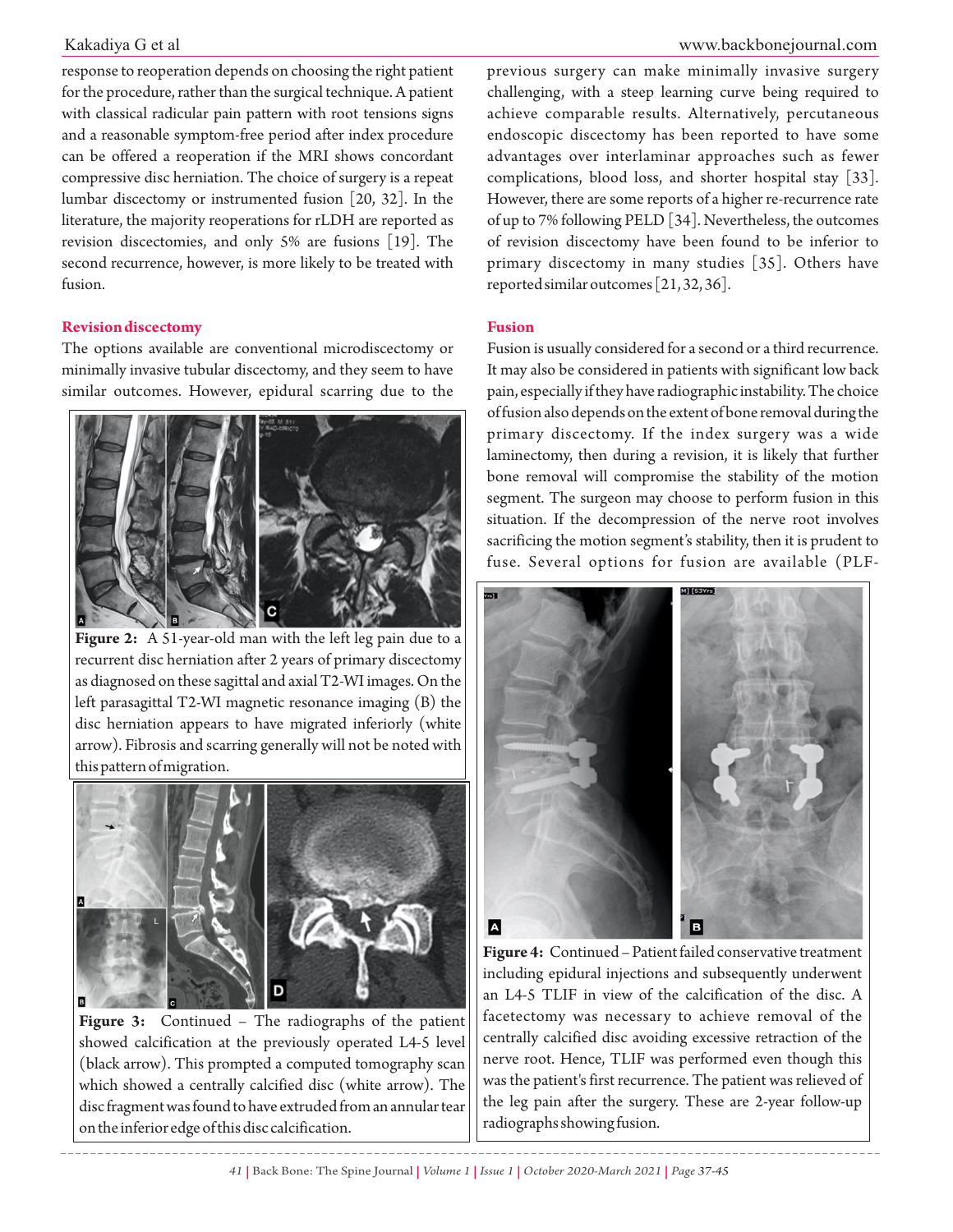response to reoperation depends on choosing the right patient for the procedure, rather than the surgical technique. A patient with classical radicular pain pattern with root tensions signs and a reasonable symptom-free period after index procedure can be offered a reoperation if the MRI shows concordant compressive disc herniation. The choice of surgery is a repeat lumbar discectomy or instrumented fusion [20, 32]. In the literature, the majority reoperations for rLDH are reported as revision discectomies, and only 5% are fusions [19]. The second recurrence, however, is more likely to be treated with fusion.

### Revision discectomy

The options available are conventional microdiscectomy or minimally invasive tubular discectomy, and they seem to have similar outcomes. However, epidural scarring due to the previous surgery can make minimally invasive surgery challenging, with a steep learning curve being required to achieve comparable results. Alternatively, percutaneous endoscopic discectomy has been reported to have some advantages over interlaminar approaches such as fewer complications, blood loss, and shorter hospital stay [33]. However, there are some reports of a higher re-recurrence rate of up to 7% following PELD [34]. Nevertheless, the outcomes of revision discectomy have been found to be inferior to primary discectomy in many studies [35]. Others have reported similar outcomes [21, 32, 36].

**Figure 2:** A 51-year-old man with the left leg pain due to a recurrent disc herniation after 2 years of primary discectomy as diagnosed on these sagittal and axial T2-WI images. On the left parasagittal T2-WI magnetic resonance imaging (B) the disc herniation appears to have migrated inferiorly (white arrow). Fibrosis and scarring generally will not be noted with this pattern of migration.

**Figure 3:** Continued – The radiographs of the patient showed calcification at the previously operated L4-5 level (black arrow). This prompted a computed tomography scan which showed a centrally calcified disc (white arrow). The disc fragment was found to have extruded from an annular tear on the inferior edge of this disc calcification.

### Fusion

Fusion is usually considered for a second or a third recurrence. It may also be considered in patients with significant low back pain, especially if they have radiographic instability. The choice of fusion also depends on the extent of bone removal during the primary discectomy. If the index surgery was a wide laminectomy, then during a revision, it is likely that further bone removal will compromise the stability of the motion segment. The surgeon may choose to perform fusion in this situation. If the decompression of the nerve root involves sacrificing the motion segment's stability, then it is prudent to fuse. Several options for fusion are available (PLF-

**Figure 4:** Continued – Patient failed conservative treatment including epidural injections and subsequently underwent an L4-5 TLIF in view of the calcification of the disc. A facetectomy was necessary to achieve removal of the centrally calcified disc avoiding excessive retraction of the nerve root. Hence, TLIF was performed even though this was the patient's first recurrence. The patient was relieved of the leg pain after the surgery. These are 2-year follow-up radiographs showing fusion.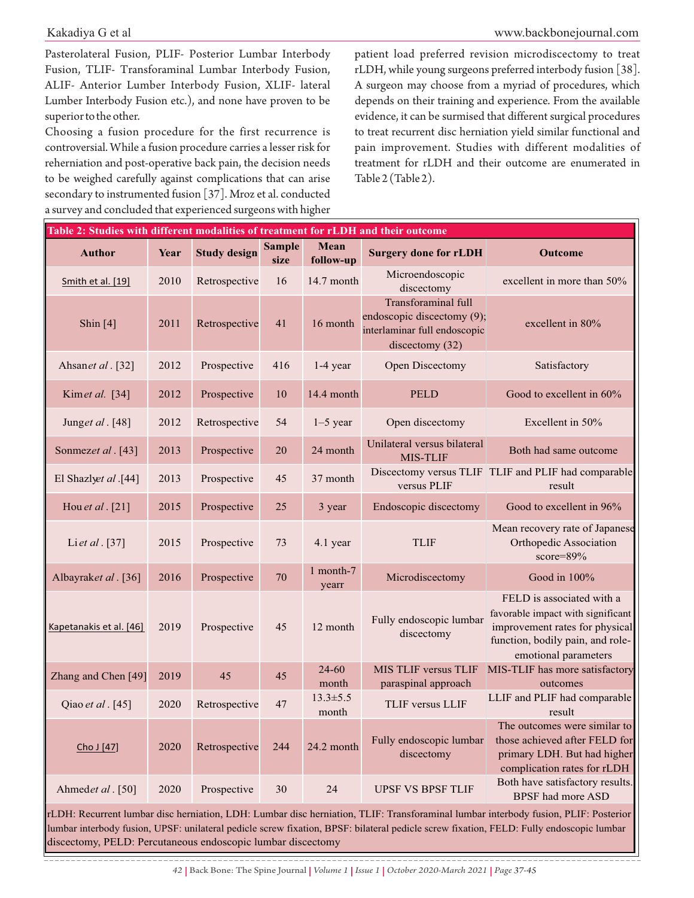Pasterolateral Fusion, PLIF- Posterior Lumbar Interbody Fusion, TLIF- Transforaminal Lumbar Interbody Fusion, ALIF- Anterior Lumber Interbody Fusion, XLIF- lateral Lumber Interbody Fusion etc.), and none have proven to be superior to the other.

Choosing a fusion procedure for the first recurrence is controversial. While a fusion procedure carries a lesser risk for reherniation and post-operative back pain, the decision needs to be weighed carefully against complications that can arise secondary to instrumented fusion [37]. Mroz et al. conducted a survey and concluded that experienced surgeons with higher patient load preferred revision microdiscectomy to treat rLDH, while young surgeons preferred interbody fusion [38]. A surgeon may choose from a myriad of procedures, which depends on their training and experience. From the available evidence, it can be surmised that different surgical procedures to treat recurrent disc herniation yield similar functional and pain improvement. Studies with different modalities of treatment for rLDH and their outcome are enumerated in Table 2 (Table 2).

**Table 2: Studies with different modalities of treatment for rLDH and their outcome**

| Author | Year | Study design | Sample size | Mean follow-up | Surgery done for rLDH | Outcome |
|---|---|---|---|---|---|---|
| Smith et al. [19] | 2010 | Retrospective | 16 | 14.7 month | Microendoscopic discectomy | excellent in more than 50% |
| Shin [4] | 2011 | Retrospective | 41 | 16 month | Transforaminal full endoscopic discectomy (9); interlaminar full endoscopic discectomy (32) | excellent in 80% |
| Ahsan *et al*. [32] | 2012 | Prospective | 416 | 1-4 year | Open Discectomy | Satisfactory |
| Kim *et al.* [34] | 2012 | Prospective | 10 | 14.4 month | PELD | Good to excellent in 60% |
| Jung *et al*. [48] | 2012 | Retrospective | 54 | 1–5 year | Open discectomy | Excellent in 50% |
| Sonmez *et al*. [43] | 2013 | Prospective | 20 | 24 month | Unilateral versus bilateral MIS-TLIF | Both had same outcome |
| El Shazly *et al*. [44] | 2013 | Prospective | 45 | 37 month | Discectomy versus TLIF versus PLIF | TLIF and PLIF had comparable result |
| Hou *et al*. [21] | 2015 | Prospective | 25 | 3 year | Endoscopic discectomy | Good to excellent in 96% |
| Li *et al*. [37] | 2015 | Prospective | 73 | 4.1 year | TLIF | Mean recovery rate of Japanese Orthopedic Association score=89% |
| Albayrak *et al*. [36] | 2016 | Prospective | 70 | 1 month-7 yearr | Microdiscectomy | Good in 100% |
| Kapetanakis et al. [46] | 2019 | Prospective | 45 | 12 month | Fully endoscopic lumbar discectomy | FELD is associated with a favorable impact with significant improvement rates for physical function, bodily pain, and role-emotional parameters |
| Zhang and Chen [49] | 2019 | 45 | 45 | 24-60 month | MIS TLIF versus TLIF paraspinal approach | MIS-TLIF has more satisfactory outcomes |
| Qiao *et al*. [45] | 2020 | Retrospective | 47 | 13.3±5.5 month | TLIF versus LLIF | LLIF and PLIF had comparable result |
| Cho J [47] | 2020 | Retrospective | 244 | 24.2 month | Fully endoscopic lumbar discectomy | The outcomes were similar to those achieved after FELD for primary LDH. But had higher complication rates for rLDH |
| Ahmed *et al*. [50] | 2020 | Prospective | 30 | 24 | UPSF VS BPSF TLIF | Both have satisfactory results. BPSF had more ASD |

rLDH: Recurrent lumbar disc herniation, LDH: Lumbar disc herniation, TLIF: Transforaminal lumbar interbody fusion, PLIF: Posterior lumbar interbody fusion, UPSF: unilateral pedicle screw fixation, BPSF: bilateral pedicle screw fixation, FELD: Fully endoscopic lumbar discectomy, PELD: Percutaneous endoscopic lumbar discectomy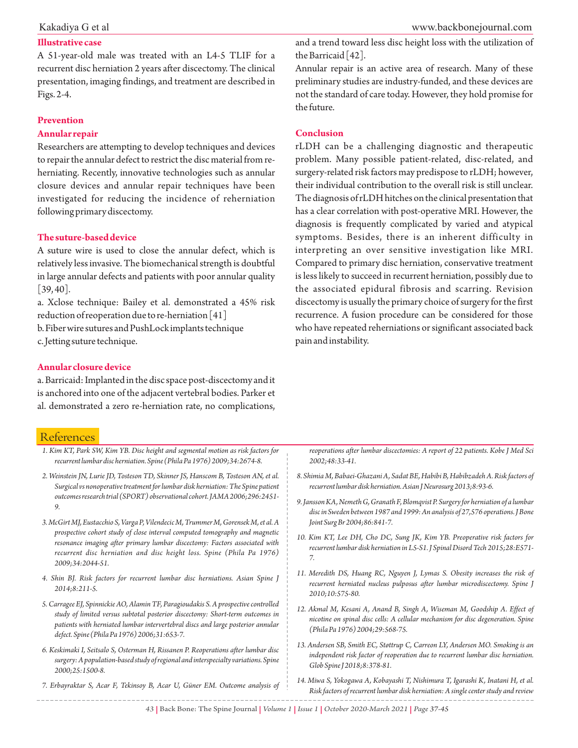### Illustrative case

A 51-year-old male was treated with an L4-5 TLIF for a recurrent disc herniation 2 years after discectomy. The clinical presentation, imaging findings, and treatment are described in Figs. 2-4.

## Prevention

### Annular repair

Researchers are attempting to develop techniques and devices to repair the annular defect to restrict the disc material from re-herniating. Recently, innovative technologies such as annular closure devices and annular repair techniques have been investigated for reducing the incidence of reherniation following primary discectomy.

### The suture-based device

A suture wire is used to close the annular defect, which is relatively less invasive. The biomechanical strength is doubtful in large annular defects and patients with poor annular quality [39, 40].

a. Xclose technique: Bailey et al. demonstrated a 45% risk reduction of reoperation due to re-herniation [41]

b. Fiber wire sutures and PushLock implants technique

c. Jetting suture technique.

### Annular closure device

a. Barricaid: Implanted in the disc space post-discectomy and it is anchored into one of the adjacent vertebral bodies. Parker et al. demonstrated a zero re-herniation rate, no complications, and a trend toward less disc height loss with the utilization of the Barricaid [42].

Annular repair is an active area of research. Many of these preliminary studies are industry-funded, and these devices are not the standard of care today. However, they hold promise for the future.

## Conclusion

rLDH can be a challenging diagnostic and therapeutic problem. Many possible patient-related, disc-related, and surgery-related risk factors may predispose to rLDH; however, their individual contribution to the overall risk is still unclear. The diagnosis of rLDH hitches on the clinical presentation that has a clear correlation with post-operative MRI. However, the diagnosis is frequently complicated by varied and atypical symptoms. Besides, there is an inherent difficulty in interpreting an over sensitive investigation like MRI. Compared to primary disc herniation, conservative treatment is less likely to succeed in recurrent herniation, possibly due to the associated epidural fibrosis and scarring. Revision discectomy is usually the primary choice of surgery for the first recurrence. A fusion procedure can be considered for those who have repeated reherniations or significant associated back pain and instability.

## References

1. *Kim KT, Park SW, Kim YB. Disc height and segmental motion as risk factors for recurrent lumbar disc herniation. Spine (Phila Pa 1976) 2009;34:2674-8.*
2. *Weinstein JN, Lurie JD, Tosteson TD, Skinner JS, Hanscom B, Tosteson AN, et al. Surgical vs nonoperative treatment for lumbar disk herniation: The Spine patient outcomes research trial (SPORT) observational cohort. JAMA 2006;296:2451-9.*
3. *McGirt MJ, Eustacchio S, Varga P, Vilendecic M, Trummer M, Gorensek M, et al. A prospective cohort study of close interval computed tomography and magnetic resonance imaging after primary lumbar discectomy: Factors associated with recurrent disc herniation and disc height loss. Spine (Phila Pa 1976) 2009;34:2044-51.*
4. *Shin BJ. Risk factors for recurrent lumbar disc herniations. Asian Spine J 2014;8:211-5.*
5. *Carragee EJ, Spinnickie AO, Alamin TF, Paragioudakis S. A prospective controlled study of limited versus subtotal posterior discectomy: Short-term outcomes in patients with herniated lumbar intervertebral discs and large posterior annular defect. Spine (Phila Pa 1976) 2006;31:653-7.*
6. *Keskimaki I, Seitsalo S, Osterman H, Rissanen P. Reoperations after lumbar disc surgery: A population-based study of regional and interspecialty variations. Spine 2000;25:1500-8.*
7. *Erbayraktar S, Acar F, Tekinsoy B, Acar U, Güner EM. Outcome analysis of reoperations after lumbar discectomies: A report of 22 patients. Kobe J Med Sci 2002;48:33-41.*
8. *Shimia M, Babaei-Ghazani A, Sadat BE, Habibi B, Habibzadeh A. Risk factors of recurrent lumbar disk herniation. Asian J Neurosurg 2013;8:93-6.*
9. *Jansson KA, Nemeth G, Granath F, Blomqvist P. Surgery for herniation of a lumbar disc in Sweden between 1987 and 1999: An analysis of 27,576 operations. J Bone Joint Surg Br 2004;86:841-7.*
10. *Kim KT, Lee DH, Cho DC, Sung JK, Kim YB. Preoperative risk factors for recurrent lumbar disk herniation in L5-S1. J Spinal Disord Tech 2015;28:E571-7.*
11. *Meredith DS, Huang RC, Nguyen J, Lymas S. Obesity increases the risk of recurrent herniated nucleus pulposus after lumbar microdiscectomy. Spine J 2010;10:575-80.*
12. *Akmal M, Kesani A, Anand B, Singh A, Wiseman M, Goodship A. Effect of nicotine on spinal disc cells: A cellular mechanism for disc degeneration. Spine (Phila Pa 1976) 2004;29:568-75.*
13. *Andersen SB, Smith EC, Støttrup C, Carreon LY, Andersen MO. Smoking is an independent risk factor of reoperation due to recurrent lumbar disc herniation. Glob Spine J 2018;8:378-81.*
14. *Miwa S, Yokogawa A, Kobayashi T, Nishimura T, Igarashi K, Inatani H, et al. Risk factors of recurrent lumbar disk herniation: A single center study and review*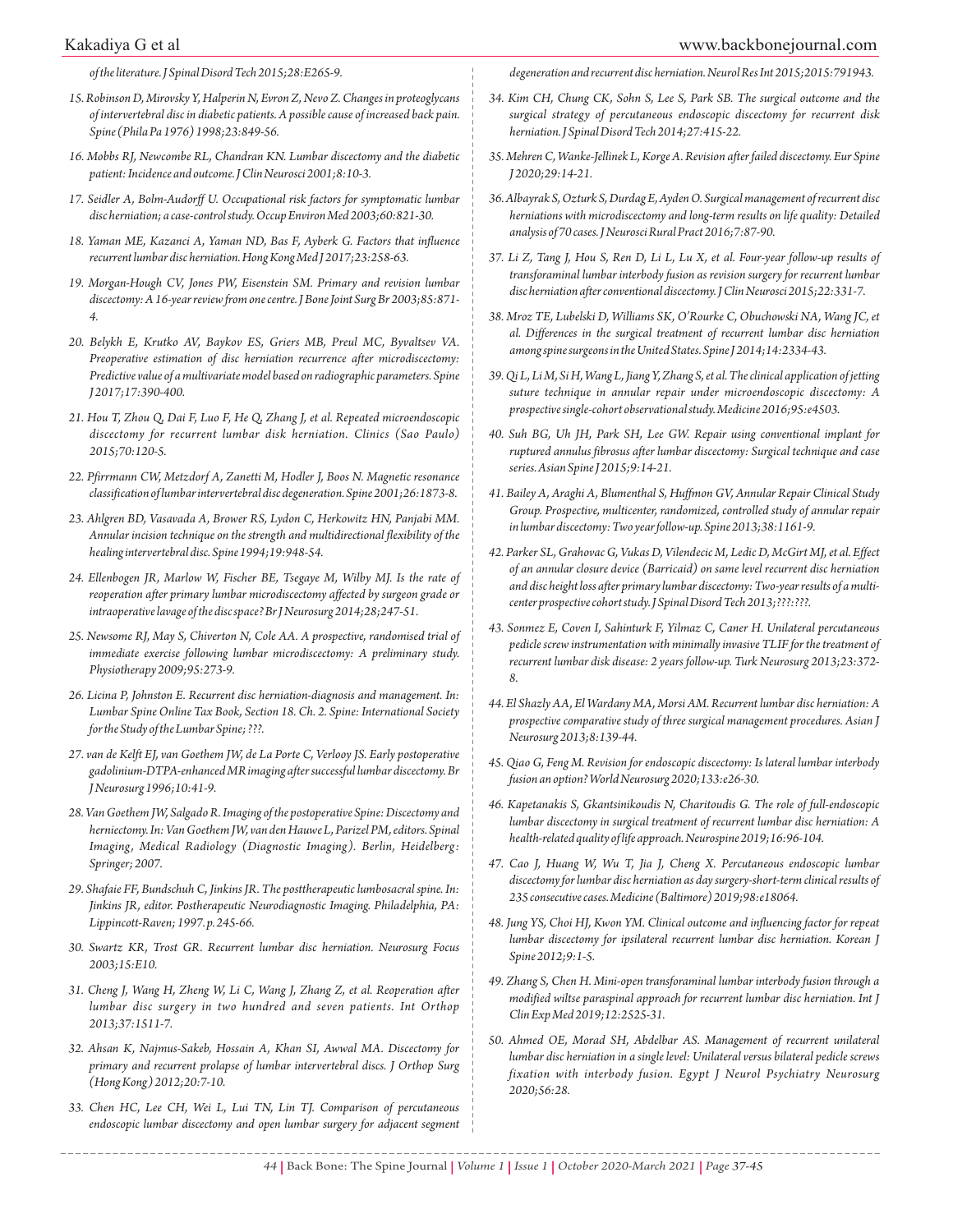of the literature. J Spinal Disord Tech 2015;28:E265-9.

15. Robinson D, Mirovsky Y, Halperin N, Evron Z, Nevo Z. Changes in proteoglycans of intervertebral disc in diabetic patients. A possible cause of increased back pain. Spine (Phila Pa 1976) 1998;23:849-56.

16. Mobbs RJ, Newcombe RL, Chandran KN. Lumbar discectomy and the diabetic patient: Incidence and outcome. J Clin Neurosci 2001;8:10-3.

17. Seidler A, Bolm-Audorff U. Occupational risk factors for symptomatic lumbar disc herniation; a case-control study. Occup Environ Med 2003;60:821-30.

18. Yaman ME, Kazanci A, Yaman ND, Bas F, Ayberk G. Factors that influence recurrent lumbar disc herniation. Hong Kong Med J 2017;23:258-63.

19. Morgan-Hough CV, Jones PW, Eisenstein SM. Primary and revision lumbar discectomy: A 16-year review from one centre. J Bone Joint Surg Br 2003;85:871-4.

20. Belykh E, Krutko AV, Baykov ES, Griers MB, Preul MC, Byvaltsev VA. Preoperative estimation of disc herniation recurrence after microdiscectomy: Predictive value of a multivariate model based on radiographic parameters. Spine J 2017;17:390-400.

21. Hou T, Zhou Q, Dai F, Luo F, He Q, Zhang J, et al. Repeated microendoscopic discectomy for recurrent lumbar disk herniation. Clinics (Sao Paulo) 2015;70:120-5.

22. Pfirrmann CW, Metzdorf A, Zanetti M, Hodler J, Boos N. Magnetic resonance classification of lumbar intervertebral disc degeneration. Spine 2001;26:1873-8.

23. Ahlgren BD, Vasavada A, Brower RS, Lydon C, Herkowitz HN, Panjabi MM. Annular incision technique on the strength and multidirectional flexibility of the healing intervertebral disc. Spine 1994;19:948-54.

24. Ellenbogen JR, Marlow W, Fischer BE, Tsegaye M, Wilby MJ. Is the rate of reoperation after primary lumbar microdiscectomy affected by surgeon grade or intraoperative lavage of the disc space? Br J Neurosurg 2014;28;247-51.

25. Newsome RJ, May S, Chiverton N, Cole AA. A prospective, randomised trial of immediate exercise following lumbar microdiscectomy: A preliminary study. Physiotherapy 2009;95:273-9.

26. Licina P, Johnston E. Recurrent disc herniation-diagnosis and management. In: Lumbar Spine Online Tax Book, Section 18. Ch. 2. Spine: International Society for the Study of the Lumbar Spine; ???.

27. van de Kelft EJ, van Goethem JW, de La Porte C, Verlooy JS. Early postoperative gadolinium-DTPA-enhanced MR imaging after successful lumbar discectomy. Br J Neurosurg 1996;10:41-9.

28. Van Goethem JW, Salgado R. Imaging of the postoperative Spine: Discectomy and herniectomy. In: Van Goethem JW, van den Hauwe L, Parizel PM, editors. Spinal Imaging, Medical Radiology (Diagnostic Imaging). Berlin, Heidelberg: Springer; 2007.

29. Shafaie FF, Bundschuh C, Jinkins JR. The posttherapeutic lumbosacral spine. In: Jinkins JR, editor. Postherapeutic Neurodiagnostic Imaging. Philadelphia, PA: Lippincott-Raven; 1997. p. 245-66.

30. Swartz KR, Trost GR. Recurrent lumbar disc herniation. Neurosurg Focus 2003;15:E10.

31. Cheng J, Wang H, Zheng W, Li C, Wang J, Zhang Z, et al. Reoperation after lumbar disc surgery in two hundred and seven patients. Int Orthop 2013;37:1511-7.

32. Ahsan K, Najmus-Sakeb, Hossain A, Khan SI, Awwal MA. Discectomy for primary and recurrent prolapse of lumbar intervertebral discs. J Orthop Surg (Hong Kong) 2012;20:7-10.

33. Chen HC, Lee CH, Wei L, Lui TN, Lin TJ. Comparison of percutaneous endoscopic lumbar discectomy and open lumbar surgery for adjacent segment degeneration and recurrent disc herniation. Neurol Res Int 2015;2015:791943.

34. Kim CH, Chung CK, Sohn S, Lee S, Park SB. The surgical outcome and the surgical strategy of percutaneous endoscopic discectomy for recurrent disk herniation. J Spinal Disord Tech 2014;27:415-22.

35. Mehren C, Wanke-Jellinek L, Korge A. Revision after failed discectomy. Eur Spine J 2020;29:14-21.

36. Albayrak S, Ozturk S, Durdag E, Ayden O. Surgical management of recurrent disc herniations with microdiscectomy and long-term results on life quality: Detailed analysis of 70 cases. J Neurosci Rural Pract 2016;7:87-90.

37. Li Z, Tang J, Hou S, Ren D, Li L, Lu X, et al. Four-year follow-up results of transforaminal lumbar interbody fusion as revision surgery for recurrent lumbar disc herniation after conventional discectomy. J Clin Neurosci 2015;22:331-7.

38. Mroz TE, Lubelski D, Williams SK, O'Rourke C, Obuchowski NA, Wang JC, et al. Differences in the surgical treatment of recurrent lumbar disc herniation among spine surgeons in the United States. Spine J 2014;14:2334-43.

39. Qi L, Li M, Si H, Wang L, Jiang Y, Zhang S, et al. The clinical application of jetting suture technique in annular repair under microendoscopic discectomy: A prospective single-cohort observational study. Medicine 2016;95:e4503.

40. Suh BG, Uh JH, Park SH, Lee GW. Repair using conventional implant for ruptured annulus fibrosus after lumbar discectomy: Surgical technique and case series. Asian Spine J 2015;9:14-21.

41. Bailey A, Araghi A, Blumenthal S, Huffmon GV, Annular Repair Clinical Study Group. Prospective, multicenter, randomized, controlled study of annular repair in lumbar discectomy: Two year follow-up. Spine 2013;38:1161-9.

42. Parker SL, Grahovac G, Vukas D, Vilendecic M, Ledic D, McGirt MJ, et al. Effect of an annular closure device (Barricaid) on same level recurrent disc herniation and disc height loss after primary lumbar discectomy: Two-year results of a multi-center prospective cohort study. J Spinal Disord Tech 2013;???:???.

43. Sonmez E, Coven I, Sahinturk F, Yilmaz C, Caner H. Unilateral percutaneous pedicle screw instrumentation with minimally invasive TLIF for the treatment of recurrent lumbar disk disease: 2 years follow-up. Turk Neurosurg 2013;23:372-8.

44. El Shazly AA, El Wardany MA, Morsi AM. Recurrent lumbar disc herniation: A prospective comparative study of three surgical management procedures. Asian J Neurosurg 2013;8:139-44.

45. Qiao G, Feng M. Revision for endoscopic discectomy: Is lateral lumbar interbody fusion an option? World Neurosurg 2020;133:e26-30.

46. Kapetanakis S, Gkantsinikoudis N, Charitoudis G. The role of full-endoscopic lumbar discectomy in surgical treatment of recurrent lumbar disc herniation: A health-related quality of life approach. Neurospine 2019;16:96-104.

47. Cao J, Huang W, Wu T, Jia J, Cheng X. Percutaneous endoscopic lumbar discectomy for lumbar disc herniation as day surgery-short-term clinical results of 235 consecutive cases. Medicine (Baltimore) 2019;98:e18064.

48. Jung YS, Choi HJ, Kwon YM. Clinical outcome and influencing factor for repeat lumbar discectomy for ipsilateral recurrent lumbar disc herniation. Korean J Spine 2012;9:1-5.

49. Zhang S, Chen H. Mini-open transforaminal lumbar interbody fusion through a modified wiltse paraspinal approach for recurrent lumbar disc herniation. Int J Clin Exp Med 2019;12:2525-31.

50. Ahmed OE, Morad SH, Abdelbar AS. Management of recurrent unilateral lumbar disc herniation in a single level: Unilateral versus bilateral pedicle screws fixation with interbody fusion. Egypt J Neurol Psychiatry Neurosurg 2020;56:28.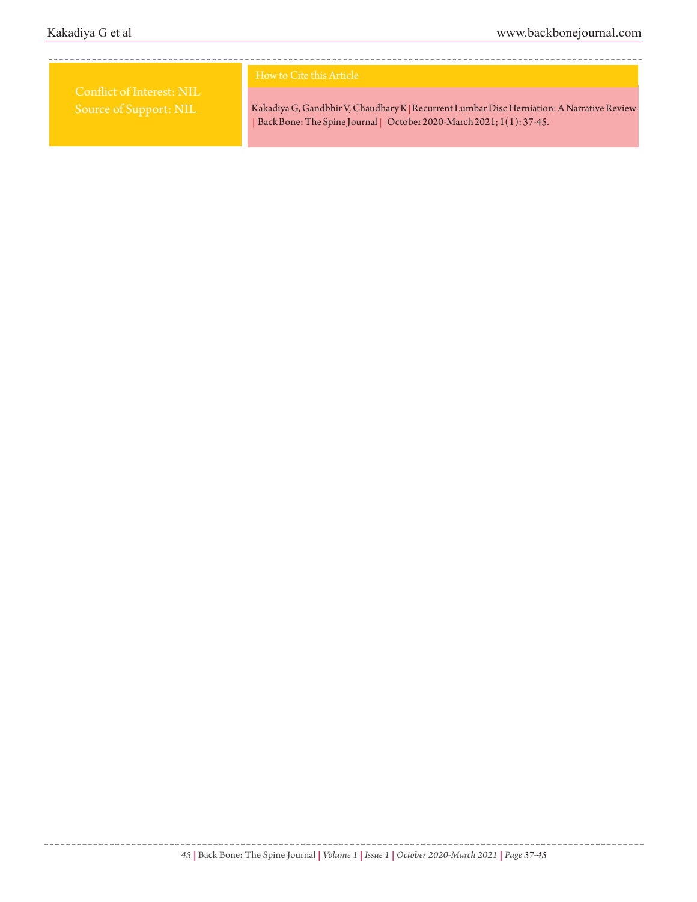Conflict of Interest: NIL
Source of Support: NIL

**How to Cite this Article**

Kakadiya G, Gandbhir V, Chaudhary K | Recurrent Lumbar Disc Herniation: A Narrative Review | Back Bone: The Spine Journal | October 2020-March 2021; 1(1): 37-45.